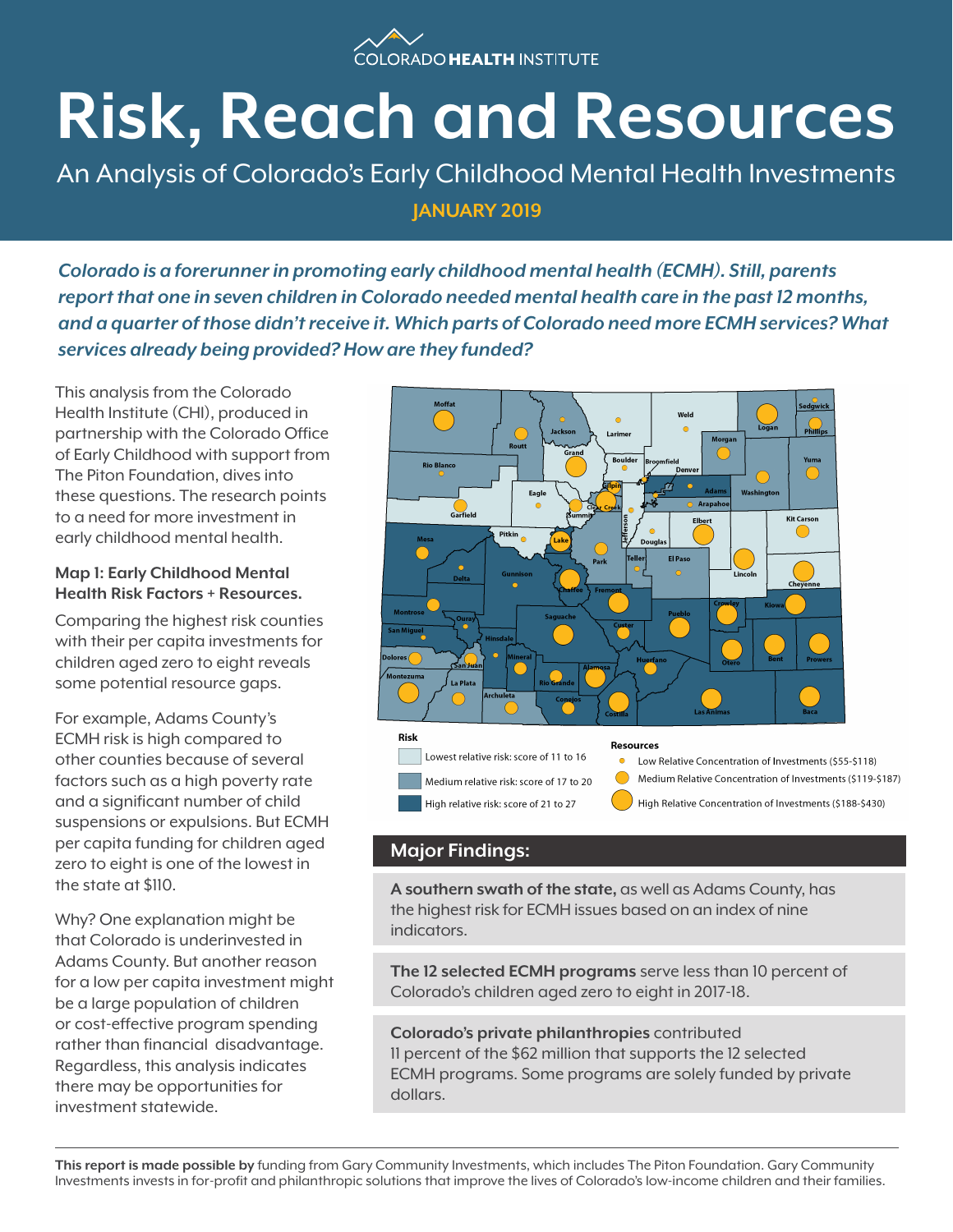COLORADO HEALTH INSTITUTE

# Risk, Reach and Resources

## An Analysis of Colorado's Early Childhood Mental Health Investments

**JANUARY 2019**

***Colorado is a forerunner in promoting early childhood mental health (ECMH). Still, parents report that one in seven children in Colorado needed mental health care in the past 12 months, and a quarter of those didn't receive it. Which parts of Colorado need more ECMH services? What services already being provided? How are they funded?***

This analysis from the Colorado Health Institute (CHI), produced in partnership with the Colorado Office of Early Childhood with support from The Piton Foundation, dives into these questions. The research points to a need for more investment in early childhood mental health.

**Map 1: Early Childhood Mental Health Risk Factors + Resources.**

Comparing the highest risk counties with their per capita investments for children aged zero to eight reveals some potential resource gaps.

For example, Adams County's ECMH risk is high compared to other counties because of several factors such as a high poverty rate and a significant number of child suspensions or expulsions. But ECMH per capita funding for children aged zero to eight is one of the lowest in the state at $110.

Why? One explanation might be that Colorado is underinvested in Adams County. But another reason for a low per capita investment might be a large population of children or cost-effective program spending rather than financial disadvantage. Regardless, this analysis indicates there may be opportunities for investment statewide.

**Risk**

- Lowest relative risk: score of 11 to 16
- Medium relative risk: score of 17 to 20
- High relative risk: score of 21 to 27

**Resources**

- Low Relative Concentration of Investments ($55-$118)
- Medium Relative Concentration of Investments ($119-$187)
- High Relative Concentration of Investments ($188-$430)

### Major Findings:

**A southern swath of the state,** as well as Adams County, has the highest risk for ECMH issues based on an index of nine indicators.

**The 12 selected ECMH programs** serve less than 10 percent of Colorado's children aged zero to eight in 2017-18.

**Colorado's private philanthropies** contributed 11 percent of the $62 million that supports the 12 selected ECMH programs. Some programs are solely funded by private dollars.

**This report is made possible by** funding from Gary Community Investments, which includes The Piton Foundation. Gary Community Investments invests in for-profit and philanthropic solutions that improve the lives of Colorado's low-income children and their families.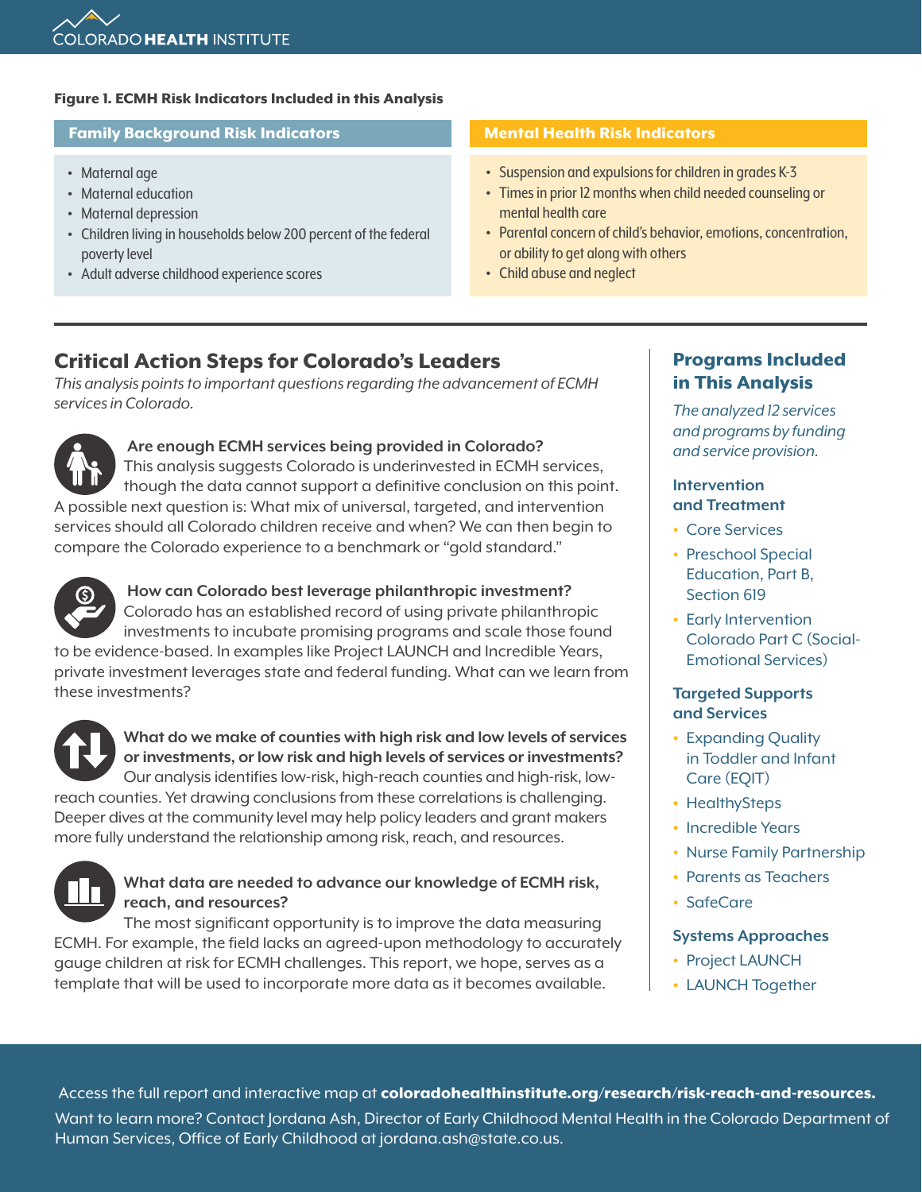**Figure 1. ECMH Risk Indicators Included in this Analysis**

**Family Background Risk Indicators**

- Maternal age
- Maternal education
- Maternal depression
- Children living in households below 200 percent of the federal poverty level
- Adult adverse childhood experience scores

**Mental Health Risk Indicators**

- Suspension and expulsions for children in grades K-3
- Times in prior 12 months when child needed counseling or mental health care
- Parental concern of child's behavior, emotions, concentration, or ability to get along with others
- Child abuse and neglect

## Critical Action Steps for Colorado's Leaders

*This analysis points to important questions regarding the advancement of ECMH services in Colorado.*

**Are enough ECMH services being provided in Colorado?** This analysis suggests Colorado is underinvested in ECMH services, though the data cannot support a definitive conclusion on this point. A possible next question is: What mix of universal, targeted, and intervention services should all Colorado children receive and when? We can then begin to compare the Colorado experience to a benchmark or "gold standard."

**How can Colorado best leverage philanthropic investment?** Colorado has an established record of using private philanthropic investments to incubate promising programs and scale those found to be evidence-based. In examples like Project LAUNCH and Incredible Years, private investment leverages state and federal funding. What can we learn from these investments?

**What do we make of counties with high risk and low levels of services or investments, or low risk and high levels of services or investments?** Our analysis identifies low-risk, high-reach counties and high-risk, low-reach counties. Yet drawing conclusions from these correlations is challenging. Deeper dives at the community level may help policy leaders and grant makers more fully understand the relationship among risk, reach, and resources.

**What data are needed to advance our knowledge of ECMH risk, reach, and resources?** The most significant opportunity is to improve the data measuring ECMH. For example, the field lacks an agreed-upon methodology to accurately gauge children at risk for ECMH challenges. This report, we hope, serves as a template that will be used to incorporate more data as it becomes available.

## Programs Included in This Analysis

*The analyzed 12 services and programs by funding and service provision.*

### Intervention and Treatment

- Core Services
- Preschool Special Education, Part B, Section 619
- Early Intervention Colorado Part C (Social-Emotional Services)

### Targeted Supports and Services

- Expanding Quality in Toddler and Infant Care (EQIT)
- HealthySteps
- Incredible Years
- Nurse Family Partnership
- Parents as Teachers
- SafeCare

### Systems Approaches

- Project LAUNCH
- LAUNCH Together

Access the full report and interactive map at **coloradohealthinstitute.org/research/risk-reach-and-resources.**

Want to learn more? Contact Jordana Ash, Director of Early Childhood Mental Health in the Colorado Department of Human Services, Office of Early Childhood at jordana.ash@state.co.us.